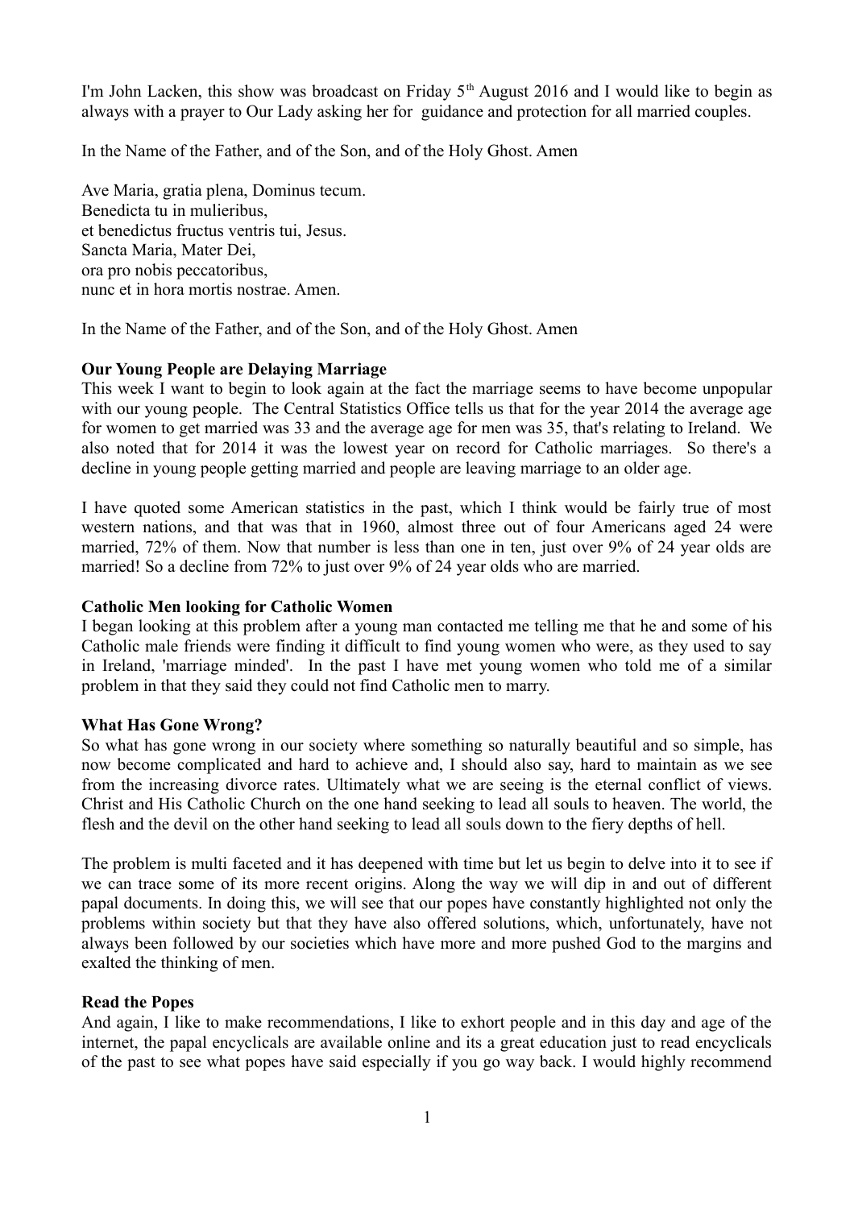I'm John Lacken, this show was broadcast on Friday 5th August 2016 and I would like to begin as always with a prayer to Our Lady asking her for guidance and protection for all married couples.

In the Name of the Father, and of the Son, and of the Holy Ghost. Amen

Ave Maria, gratia plena, Dominus tecum.  
Benedicta tu in mulieribus,  
et benedictus fructus ventris tui, Jesus.  
Sancta Maria, Mater Dei,  
ora pro nobis peccatoribus,  
nunc et in hora mortis nostrae. Amen.

In the Name of the Father, and of the Son, and of the Holy Ghost. Amen

**Our Young People are Delaying Marriage**

This week I want to begin to look again at the fact the marriage seems to have become unpopular with our young people. The Central Statistics Office tells us that for the year 2014 the average age for women to get married was 33 and the average age for men was 35, that's relating to Ireland. We also noted that for 2014 it was the lowest year on record for Catholic marriages. So there's a decline in young people getting married and people are leaving marriage to an older age.

I have quoted some American statistics in the past, which I think would be fairly true of most western nations, and that was that in 1960, almost three out of four Americans aged 24 were married, 72% of them. Now that number is less than one in ten, just over 9% of 24 year olds are married! So a decline from 72% to just over 9% of 24 year olds who are married.

**Catholic Men looking for Catholic Women**

I began looking at this problem after a young man contacted me telling me that he and some of his Catholic male friends were finding it difficult to find young women who were, as they used to say in Ireland, 'marriage minded'. In the past I have met young women who told me of a similar problem in that they said they could not find Catholic men to marry.

**What Has Gone Wrong?**

So what has gone wrong in our society where something so naturally beautiful and so simple, has now become complicated and hard to achieve and, I should also say, hard to maintain as we see from the increasing divorce rates. Ultimately what we are seeing is the eternal conflict of views. Christ and His Catholic Church on the one hand seeking to lead all souls to heaven. The world, the flesh and the devil on the other hand seeking to lead all souls down to the fiery depths of hell.

The problem is multi faceted and it has deepened with time but let us begin to delve into it to see if we can trace some of its more recent origins. Along the way we will dip in and out of different papal documents. In doing this, we will see that our popes have constantly highlighted not only the problems within society but that they have also offered solutions, which, unfortunately, have not always been followed by our societies which have more and more pushed God to the margins and exalted the thinking of men.

**Read the Popes**

And again, I like to make recommendations, I like to exhort people and in this day and age of the internet, the papal encyclicals are available online and its a great education just to read encyclicals of the past to see what popes have said especially if you go way back. I would highly recommend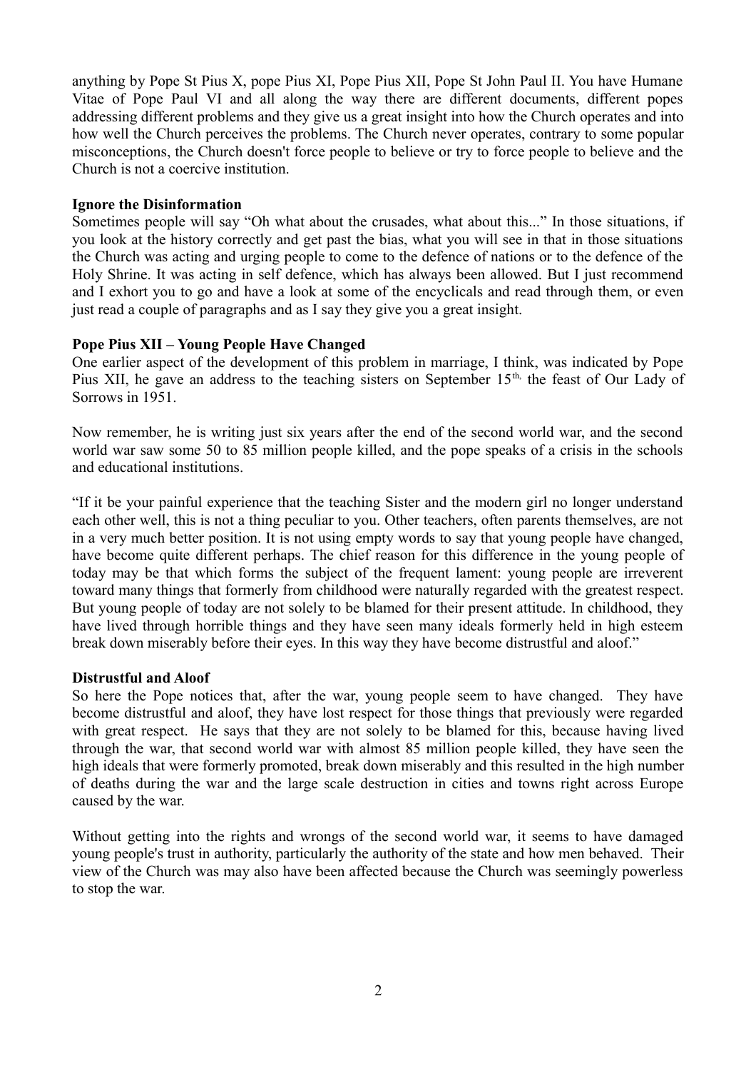anything by Pope St Pius X, pope Pius XI, Pope Pius XII, Pope St John Paul II. You have Humane Vitae of Pope Paul VI and all along the way there are different documents, different popes addressing different problems and they give us a great insight into how the Church operates and into how well the Church perceives the problems. The Church never operates, contrary to some popular misconceptions, the Church doesn't force people to believe or try to force people to believe and the Church is not a coercive institution.

**Ignore the Disinformation**

Sometimes people will say "Oh what about the crusades, what about this..." In those situations, if you look at the history correctly and get past the bias, what you will see in that in those situations the Church was acting and urging people to come to the defence of nations or to the defence of the Holy Shrine. It was acting in self defence, which has always been allowed. But I just recommend and I exhort you to go and have a look at some of the encyclicals and read through them, or even just read a couple of paragraphs and as I say they give you a great insight.

**Pope Pius XII – Young People Have Changed**

One earlier aspect of the development of this problem in marriage, I think, was indicated by Pope Pius XII, he gave an address to the teaching sisters on September 15th, the feast of Our Lady of Sorrows in 1951.

Now remember, he is writing just six years after the end of the second world war, and the second world war saw some 50 to 85 million people killed, and the pope speaks of a crisis in the schools and educational institutions.

"If it be your painful experience that the teaching Sister and the modern girl no longer understand each other well, this is not a thing peculiar to you. Other teachers, often parents themselves, are not in a very much better position. It is not using empty words to say that young people have changed, have become quite different perhaps. The chief reason for this difference in the young people of today may be that which forms the subject of the frequent lament: young people are irreverent toward many things that formerly from childhood were naturally regarded with the greatest respect. But young people of today are not solely to be blamed for their present attitude. In childhood, they have lived through horrible things and they have seen many ideals formerly held in high esteem break down miserably before their eyes. In this way they have become distrustful and aloof."

**Distrustful and Aloof**

So here the Pope notices that, after the war, young people seem to have changed. They have become distrustful and aloof, they have lost respect for those things that previously were regarded with great respect. He says that they are not solely to be blamed for this, because having lived through the war, that second world war with almost 85 million people killed, they have seen the high ideals that were formerly promoted, break down miserably and this resulted in the high number of deaths during the war and the large scale destruction in cities and towns right across Europe caused by the war.

Without getting into the rights and wrongs of the second world war, it seems to have damaged young people's trust in authority, particularly the authority of the state and how men behaved. Their view of the Church was may also have been affected because the Church was seemingly powerless to stop the war.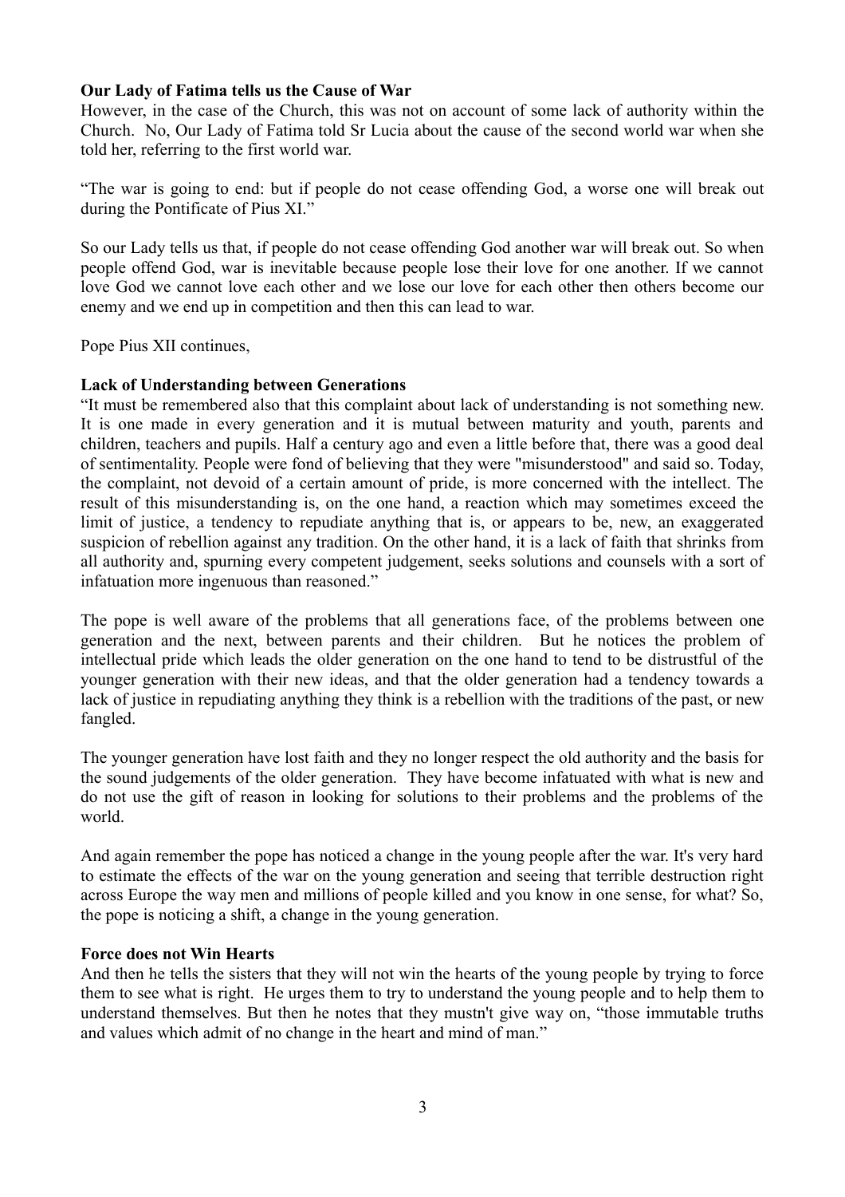**Our Lady of Fatima tells us the Cause of War**

However, in the case of the Church, this was not on account of some lack of authority within the Church. No, Our Lady of Fatima told Sr Lucia about the cause of the second world war when she told her, referring to the first world war.

"The war is going to end: but if people do not cease offending God, a worse one will break out during the Pontificate of Pius XI."

So our Lady tells us that, if people do not cease offending God another war will break out. So when people offend God, war is inevitable because people lose their love for one another. If we cannot love God we cannot love each other and we lose our love for each other then others become our enemy and we end up in competition and then this can lead to war.

Pope Pius XII continues,

**Lack of Understanding between Generations**

"It must be remembered also that this complaint about lack of understanding is not something new. It is one made in every generation and it is mutual between maturity and youth, parents and children, teachers and pupils. Half a century ago and even a little before that, there was a good deal of sentimentality. People were fond of believing that they were "misunderstood" and said so. Today, the complaint, not devoid of a certain amount of pride, is more concerned with the intellect. The result of this misunderstanding is, on the one hand, a reaction which may sometimes exceed the limit of justice, a tendency to repudiate anything that is, or appears to be, new, an exaggerated suspicion of rebellion against any tradition. On the other hand, it is a lack of faith that shrinks from all authority and, spurning every competent judgement, seeks solutions and counsels with a sort of infatuation more ingenuous than reasoned."

The pope is well aware of the problems that all generations face, of the problems between one generation and the next, between parents and their children. But he notices the problem of intellectual pride which leads the older generation on the one hand to tend to be distrustful of the younger generation with their new ideas, and that the older generation had a tendency towards a lack of justice in repudiating anything they think is a rebellion with the traditions of the past, or new fangled.

The younger generation have lost faith and they no longer respect the old authority and the basis for the sound judgements of the older generation. They have become infatuated with what is new and do not use the gift of reason in looking for solutions to their problems and the problems of the world.

And again remember the pope has noticed a change in the young people after the war. It's very hard to estimate the effects of the war on the young generation and seeing that terrible destruction right across Europe the way men and millions of people killed and you know in one sense, for what? So, the pope is noticing a shift, a change in the young generation.

**Force does not Win Hearts**

And then he tells the sisters that they will not win the hearts of the young people by trying to force them to see what is right. He urges them to try to understand the young people and to help them to understand themselves. But then he notes that they mustn't give way on, "those immutable truths and values which admit of no change in the heart and mind of man."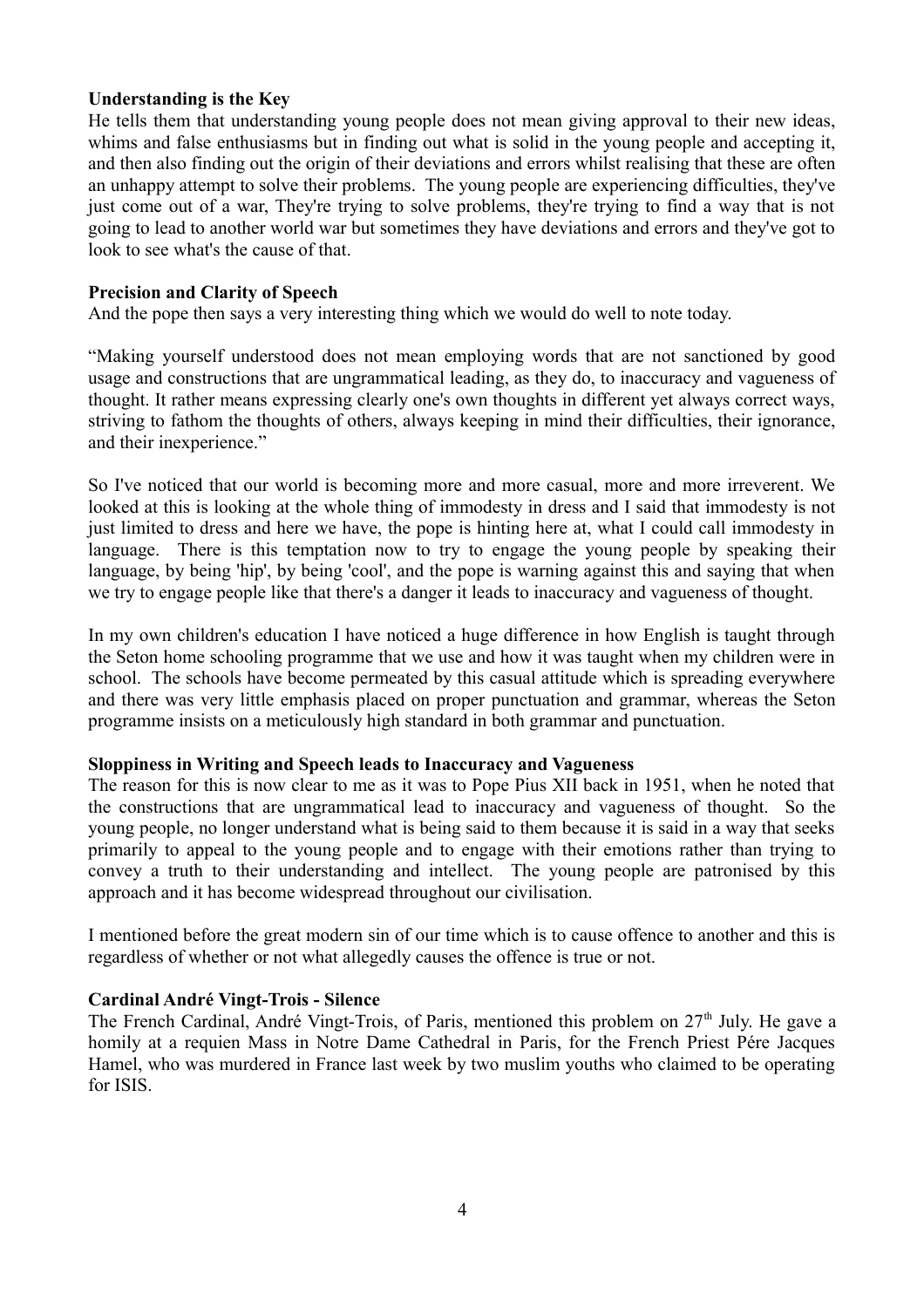**Understanding is the Key**

He tells them that understanding young people does not mean giving approval to their new ideas, whims and false enthusiasms but in finding out what is solid in the young people and accepting it, and then also finding out the origin of their deviations and errors whilst realising that these are often an unhappy attempt to solve their problems. The young people are experiencing difficulties, they've just come out of a war, They're trying to solve problems, they're trying to find a way that is not going to lead to another world war but sometimes they have deviations and errors and they've got to look to see what's the cause of that.

**Precision and Clarity of Speech**

And the pope then says a very interesting thing which we would do well to note today.

"Making yourself understood does not mean employing words that are not sanctioned by good usage and constructions that are ungrammatical leading, as they do, to inaccuracy and vagueness of thought. It rather means expressing clearly one's own thoughts in different yet always correct ways, striving to fathom the thoughts of others, always keeping in mind their difficulties, their ignorance, and their inexperience."

So I've noticed that our world is becoming more and more casual, more and more irreverent. We looked at this is looking at the whole thing of immodesty in dress and I said that immodesty is not just limited to dress and here we have, the pope is hinting here at, what I could call immodesty in language. There is this temptation now to try to engage the young people by speaking their language, by being 'hip', by being 'cool', and the pope is warning against this and saying that when we try to engage people like that there's a danger it leads to inaccuracy and vagueness of thought.

In my own children's education I have noticed a huge difference in how English is taught through the Seton home schooling programme that we use and how it was taught when my children were in school. The schools have become permeated by this casual attitude which is spreading everywhere and there was very little emphasis placed on proper punctuation and grammar, whereas the Seton programme insists on a meticulously high standard in both grammar and punctuation.

**Sloppiness in Writing and Speech leads to Inaccuracy and Vagueness**

The reason for this is now clear to me as it was to Pope Pius XII back in 1951, when he noted that the constructions that are ungrammatical lead to inaccuracy and vagueness of thought. So the young people, no longer understand what is being said to them because it is said in a way that seeks primarily to appeal to the young people and to engage with their emotions rather than trying to convey a truth to their understanding and intellect. The young people are patronised by this approach and it has become widespread throughout our civilisation.

I mentioned before the great modern sin of our time which is to cause offence to another and this is regardless of whether or not what allegedly causes the offence is true or not.

**Cardinal André Vingt-Trois - Silence**

The French Cardinal, André Vingt-Trois, of Paris, mentioned this problem on 27th July. He gave a homily at a requien Mass in Notre Dame Cathedral in Paris, for the French Priest Pére Jacques Hamel, who was murdered in France last week by two muslim youths who claimed to be operating for ISIS.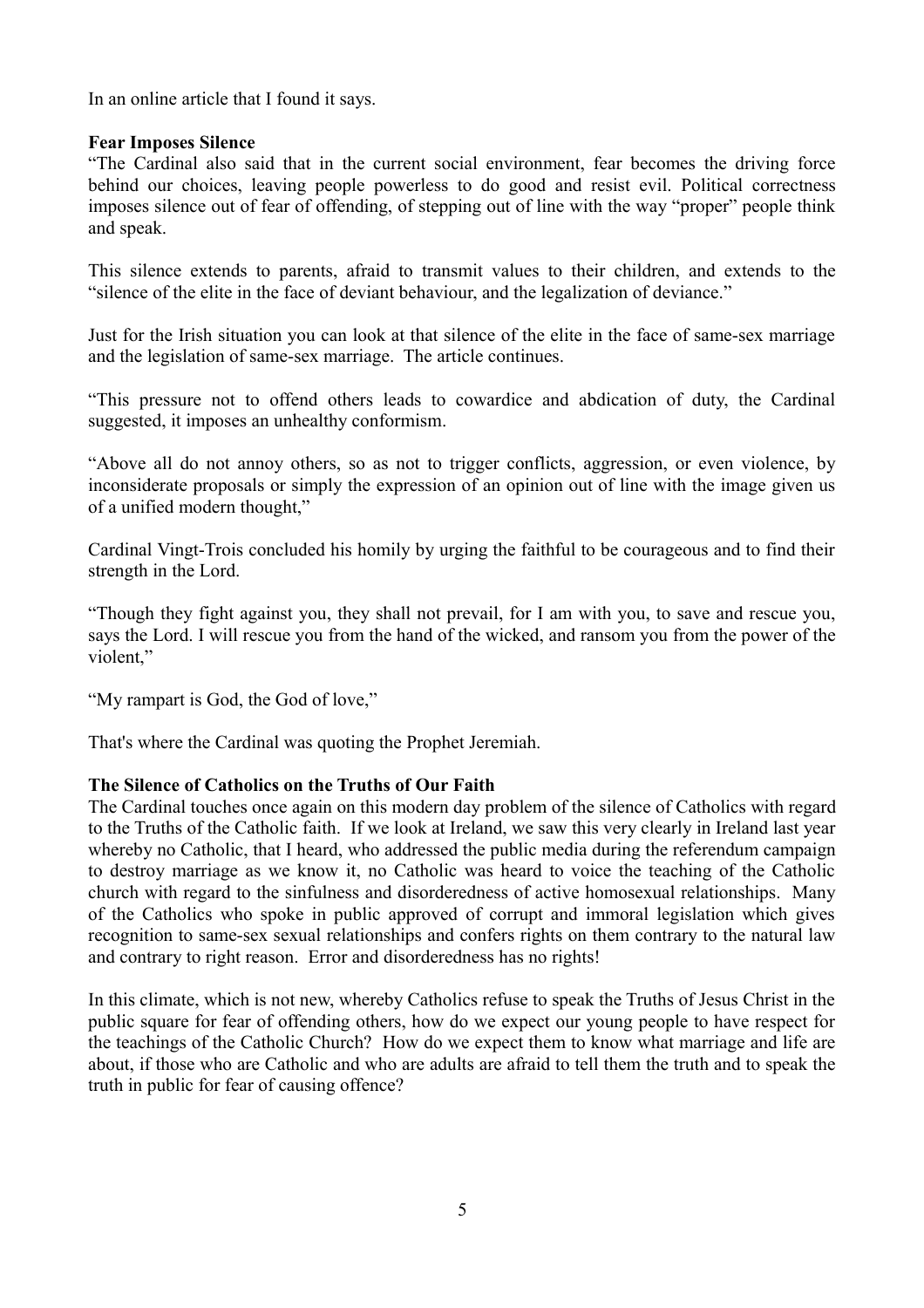In an online article that I found it says.

**Fear Imposes Silence**

"The Cardinal also said that in the current social environment, fear becomes the driving force behind our choices, leaving people powerless to do good and resist evil. Political correctness imposes silence out of fear of offending, of stepping out of line with the way "proper" people think and speak.

This silence extends to parents, afraid to transmit values to their children, and extends to the "silence of the elite in the face of deviant behaviour, and the legalization of deviance."

Just for the Irish situation you can look at that silence of the elite in the face of same-sex marriage and the legislation of same-sex marriage. The article continues.

"This pressure not to offend others leads to cowardice and abdication of duty, the Cardinal suggested, it imposes an unhealthy conformism.

"Above all do not annoy others, so as not to trigger conflicts, aggression, or even violence, by inconsiderate proposals or simply the expression of an opinion out of line with the image given us of a unified modern thought,"

Cardinal Vingt-Trois concluded his homily by urging the faithful to be courageous and to find their strength in the Lord.

"Though they fight against you, they shall not prevail, for I am with you, to save and rescue you, says the Lord. I will rescue you from the hand of the wicked, and ransom you from the power of the violent,"

"My rampart is God, the God of love,"

That's where the Cardinal was quoting the Prophet Jeremiah.

**The Silence of Catholics on the Truths of Our Faith**

The Cardinal touches once again on this modern day problem of the silence of Catholics with regard to the Truths of the Catholic faith. If we look at Ireland, we saw this very clearly in Ireland last year whereby no Catholic, that I heard, who addressed the public media during the referendum campaign to destroy marriage as we know it, no Catholic was heard to voice the teaching of the Catholic church with regard to the sinfulness and disorderedness of active homosexual relationships. Many of the Catholics who spoke in public approved of corrupt and immoral legislation which gives recognition to same-sex sexual relationships and confers rights on them contrary to the natural law and contrary to right reason. Error and disorderedness has no rights!

In this climate, which is not new, whereby Catholics refuse to speak the Truths of Jesus Christ in the public square for fear of offending others, how do we expect our young people to have respect for the teachings of the Catholic Church? How do we expect them to know what marriage and life are about, if those who are Catholic and who are adults are afraid to tell them the truth and to speak the truth in public for fear of causing offence?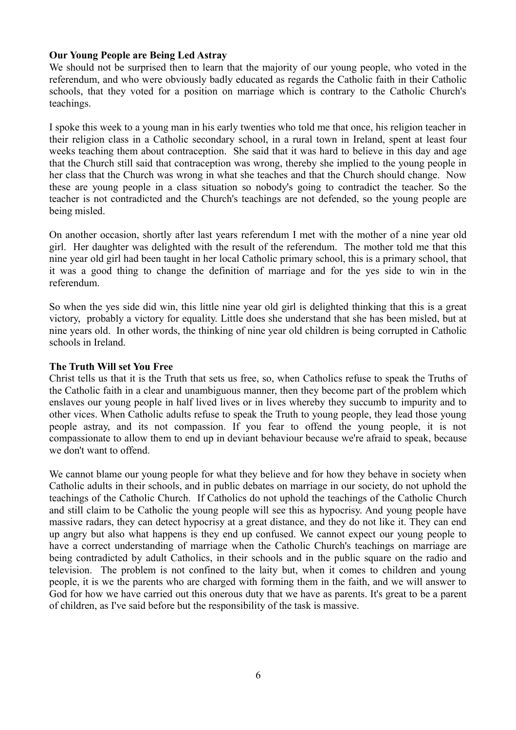**Our Young People are Being Led Astray**

We should not be surprised then to learn that the majority of our young people, who voted in the referendum, and who were obviously badly educated as regards the Catholic faith in their Catholic schools, that they voted for a position on marriage which is contrary to the Catholic Church's teachings.

I spoke this week to a young man in his early twenties who told me that once, his religion teacher in their religion class in a Catholic secondary school, in a rural town in Ireland, spent at least four weeks teaching them about contraception. She said that it was hard to believe in this day and age that the Church still said that contraception was wrong, thereby she implied to the young people in her class that the Church was wrong in what she teaches and that the Church should change. Now these are young people in a class situation so nobody's going to contradict the teacher. So the teacher is not contradicted and the Church's teachings are not defended, so the young people are being misled.

On another occasion, shortly after last years referendum I met with the mother of a nine year old girl. Her daughter was delighted with the result of the referendum. The mother told me that this nine year old girl had been taught in her local Catholic primary school, this is a primary school, that it was a good thing to change the definition of marriage and for the yes side to win in the referendum.

So when the yes side did win, this little nine year old girl is delighted thinking that this is a great victory, probably a victory for equality. Little does she understand that she has been misled, but at nine years old. In other words, the thinking of nine year old children is being corrupted in Catholic schools in Ireland.

**The Truth Will set You Free**

Christ tells us that it is the Truth that sets us free, so, when Catholics refuse to speak the Truths of the Catholic faith in a clear and unambiguous manner, then they become part of the problem which enslaves our young people in half lived lives or in lives whereby they succumb to impurity and to other vices. When Catholic adults refuse to speak the Truth to young people, they lead those young people astray, and its not compassion. If you fear to offend the young people, it is not compassionate to allow them to end up in deviant behaviour because we're afraid to speak, because we don't want to offend.

We cannot blame our young people for what they believe and for how they behave in society when Catholic adults in their schools, and in public debates on marriage in our society, do not uphold the teachings of the Catholic Church. If Catholics do not uphold the teachings of the Catholic Church and still claim to be Catholic the young people will see this as hypocrisy. And young people have massive radars, they can detect hypocrisy at a great distance, and they do not like it. They can end up angry but also what happens is they end up confused. We cannot expect our young people to have a correct understanding of marriage when the Catholic Church's teachings on marriage are being contradicted by adult Catholics, in their schools and in the public square on the radio and television. The problem is not confined to the laity but, when it comes to children and young people, it is we the parents who are charged with forming them in the faith, and we will answer to God for how we have carried out this onerous duty that we have as parents. It's great to be a parent of children, as I've said before but the responsibility of the task is massive.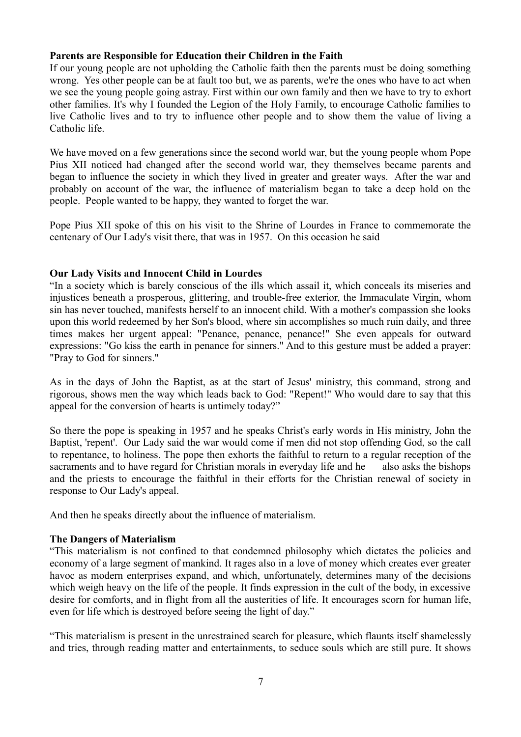**Parents are Responsible for Education their Children in the Faith**

If our young people are not upholding the Catholic faith then the parents must be doing something wrong. Yes other people can be at fault too but, we as parents, we're the ones who have to act when we see the young people going astray. First within our own family and then we have to try to exhort other families. It's why I founded the Legion of the Holy Family, to encourage Catholic families to live Catholic lives and to try to influence other people and to show them the value of living a Catholic life.

We have moved on a few generations since the second world war, but the young people whom Pope Pius XII noticed had changed after the second world war, they themselves became parents and began to influence the society in which they lived in greater and greater ways. After the war and probably on account of the war, the influence of materialism began to take a deep hold on the people. People wanted to be happy, they wanted to forget the war.

Pope Pius XII spoke of this on his visit to the Shrine of Lourdes in France to commemorate the centenary of Our Lady's visit there, that was in 1957. On this occasion he said

**Our Lady Visits and Innocent Child in Lourdes**

"In a society which is barely conscious of the ills which assail it, which conceals its miseries and injustices beneath a prosperous, glittering, and trouble-free exterior, the Immaculate Virgin, whom sin has never touched, manifests herself to an innocent child. With a mother's compassion she looks upon this world redeemed by her Son's blood, where sin accomplishes so much ruin daily, and three times makes her urgent appeal: "Penance, penance, penance!" She even appeals for outward expressions: "Go kiss the earth in penance for sinners." And to this gesture must be added a prayer: "Pray to God for sinners."

As in the days of John the Baptist, as at the start of Jesus' ministry, this command, strong and rigorous, shows men the way which leads back to God: "Repent!" Who would dare to say that this appeal for the conversion of hearts is untimely today?"

So there the pope is speaking in 1957 and he speaks Christ's early words in His ministry, John the Baptist, 'repent'. Our Lady said the war would come if men did not stop offending God, so the call to repentance, to holiness. The pope then exhorts the faithful to return to a regular reception of the sacraments and to have regard for Christian morals in everyday life and he also asks the bishops and the priests to encourage the faithful in their efforts for the Christian renewal of society in response to Our Lady's appeal.

And then he speaks directly about the influence of materialism.

**The Dangers of Materialism**

"This materialism is not confined to that condemned philosophy which dictates the policies and economy of a large segment of mankind. It rages also in a love of money which creates ever greater havoc as modern enterprises expand, and which, unfortunately, determines many of the decisions which weigh heavy on the life of the people. It finds expression in the cult of the body, in excessive desire for comforts, and in flight from all the austerities of life. It encourages scorn for human life, even for life which is destroyed before seeing the light of day."

"This materialism is present in the unrestrained search for pleasure, which flaunts itself shamelessly and tries, through reading matter and entertainments, to seduce souls which are still pure. It shows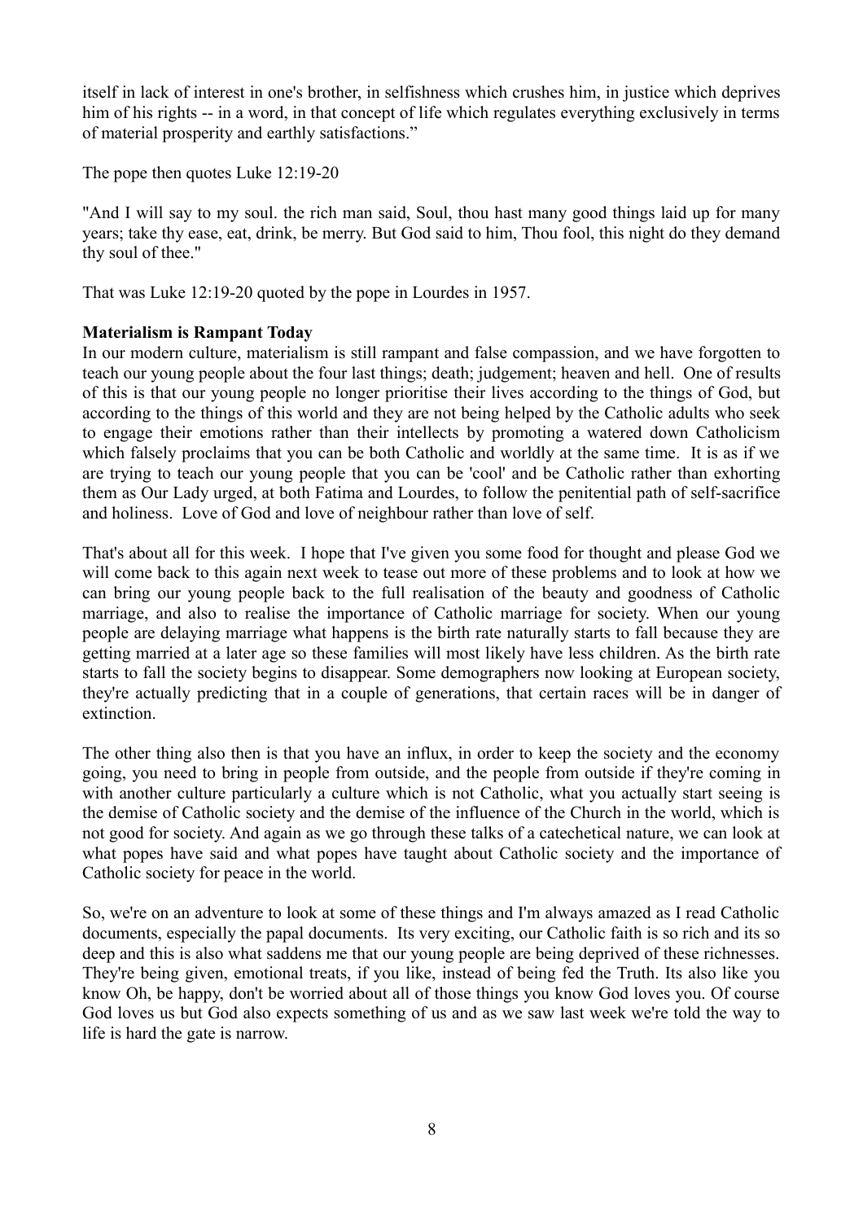itself in lack of interest in one's brother, in selfishness which crushes him, in justice which deprives him of his rights -- in a word, in that concept of life which regulates everything exclusively in terms of material prosperity and earthly satisfactions."

The pope then quotes Luke 12:19-20

"And I will say to my soul. the rich man said, Soul, thou hast many good things laid up for many years; take thy ease, eat, drink, be merry. But God said to him, Thou fool, this night do they demand thy soul of thee."

That was Luke 12:19-20 quoted by the pope in Lourdes in 1957.

**Materialism is Rampant Today**

In our modern culture, materialism is still rampant and false compassion, and we have forgotten to teach our young people about the four last things; death; judgement; heaven and hell. One of results of this is that our young people no longer prioritise their lives according to the things of God, but according to the things of this world and they are not being helped by the Catholic adults who seek to engage their emotions rather than their intellects by promoting a watered down Catholicism which falsely proclaims that you can be both Catholic and worldly at the same time. It is as if we are trying to teach our young people that you can be 'cool' and be Catholic rather than exhorting them as Our Lady urged, at both Fatima and Lourdes, to follow the penitential path of self-sacrifice and holiness. Love of God and love of neighbour rather than love of self.

That's about all for this week. I hope that I've given you some food for thought and please God we will come back to this again next week to tease out more of these problems and to look at how we can bring our young people back to the full realisation of the beauty and goodness of Catholic marriage, and also to realise the importance of Catholic marriage for society. When our young people are delaying marriage what happens is the birth rate naturally starts to fall because they are getting married at a later age so these families will most likely have less children. As the birth rate starts to fall the society begins to disappear. Some demographers now looking at European society, they're actually predicting that in a couple of generations, that certain races will be in danger of extinction.

The other thing also then is that you have an influx, in order to keep the society and the economy going, you need to bring in people from outside, and the people from outside if they're coming in with another culture particularly a culture which is not Catholic, what you actually start seeing is the demise of Catholic society and the demise of the influence of the Church in the world, which is not good for society. And again as we go through these talks of a catechetical nature, we can look at what popes have said and what popes have taught about Catholic society and the importance of Catholic society for peace in the world.

So, we're on an adventure to look at some of these things and I'm always amazed as I read Catholic documents, especially the papal documents. Its very exciting, our Catholic faith is so rich and its so deep and this is also what saddens me that our young people are being deprived of these richnesses. They're being given, emotional treats, if you like, instead of being fed the Truth. Its also like you know Oh, be happy, don't be worried about all of those things you know God loves you. Of course God loves us but God also expects something of us and as we saw last week we're told the way to life is hard the gate is narrow.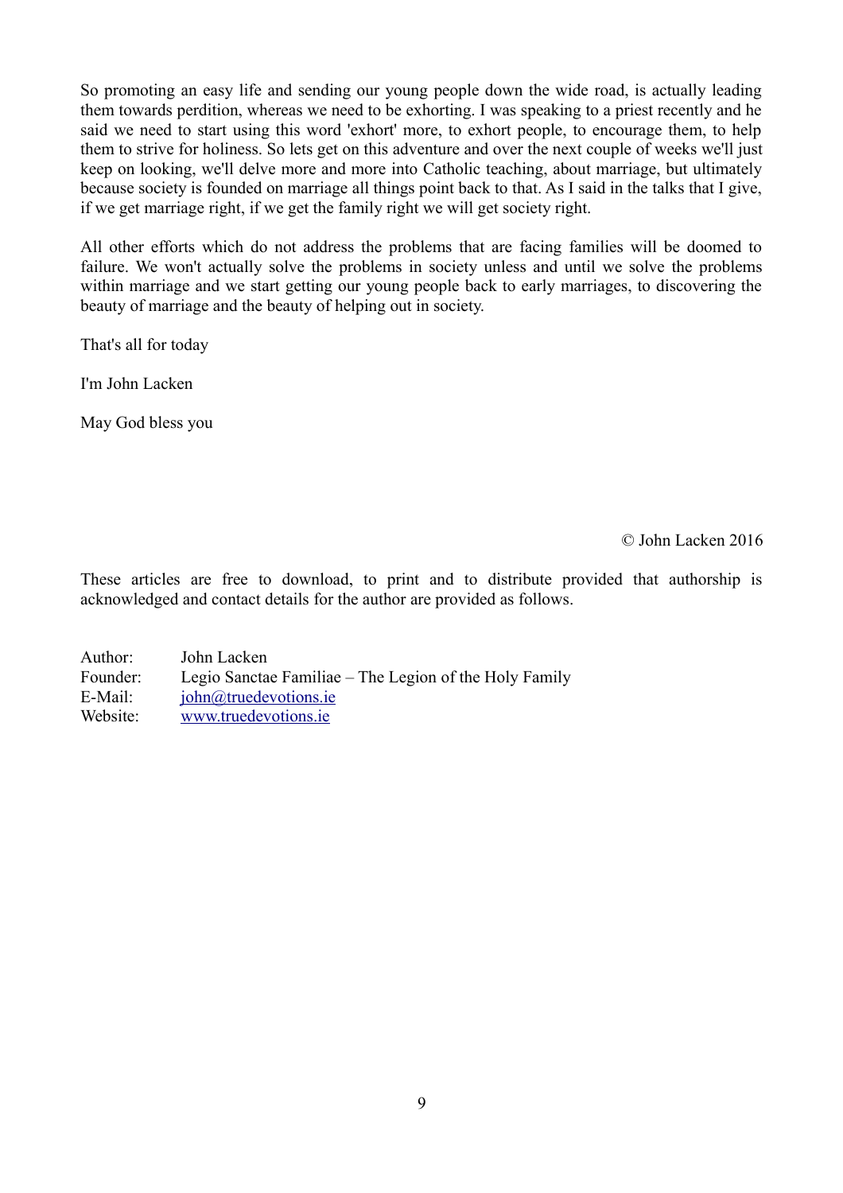So promoting an easy life and sending our young people down the wide road, is actually leading them towards perdition, whereas we need to be exhorting. I was speaking to a priest recently and he said we need to start using this word 'exhort' more, to exhort people, to encourage them, to help them to strive for holiness. So lets get on this adventure and over the next couple of weeks we'll just keep on looking, we'll delve more and more into Catholic teaching, about marriage, but ultimately because society is founded on marriage all things point back to that. As I said in the talks that I give, if we get marriage right, if we get the family right we will get society right.

All other efforts which do not address the problems that are facing families will be doomed to failure. We won't actually solve the problems in society unless and until we solve the problems within marriage and we start getting our young people back to early marriages, to discovering the beauty of marriage and the beauty of helping out in society.

That's all for today

I'm John Lacken

May God bless you

© John Lacken 2016

These articles are free to download, to print and to distribute provided that authorship is acknowledged and contact details for the author are provided as follows.

| | |
|---|---|
| Author: | John Lacken |
| Founder: | Legio Sanctae Familiae – The Legion of the Holy Family |
| E-Mail: | john@truedevotions.ie |
| Website: | www.truedevotions.ie |